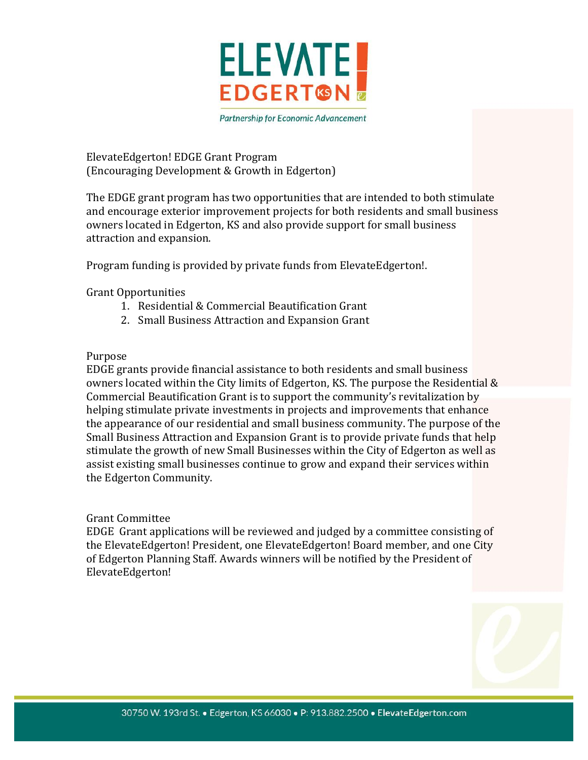ElevateEdgerton! EDGE Grant Program
(Encouraging Development & Growth in Edgerton)

The EDGE grant program has two opportunities that are intended to both stimulate and encourage exterior improvement projects for both residents and small business owners located in Edgerton, KS and also provide support for small business attraction and expansion.

Program funding is provided by private funds from ElevateEdgerton!.

Grant Opportunities

1. Residential & Commercial Beautification Grant
2. Small Business Attraction and Expansion Grant

Purpose

EDGE grants provide financial assistance to both residents and small business owners located within the City limits of Edgerton, KS. The purpose the Residential & Commercial Beautification Grant is to support the community's revitalization by helping stimulate private investments in projects and improvements that enhance the appearance of our residential and small business community. The purpose of the Small Business Attraction and Expansion Grant is to provide private funds that help stimulate the growth of new Small Businesses within the City of Edgerton as well as assist existing small businesses continue to grow and expand their services within the Edgerton Community.

Grant Committee

EDGE Grant applications will be reviewed and judged by a committee consisting of the ElevateEdgerton! President, one ElevateEdgerton! Board member, and one City of Edgerton Planning Staff. Awards winners will be notified by the President of ElevateEdgerton!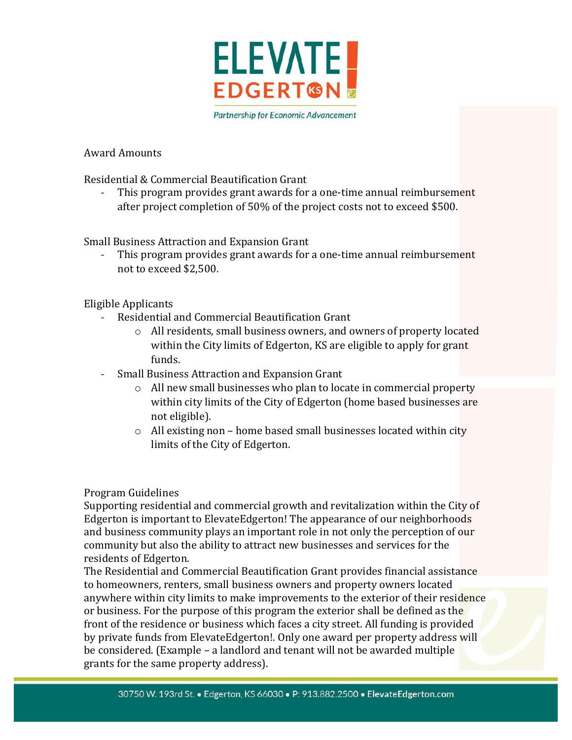Award Amounts

Residential & Commercial Beautification Grant

- This program provides grant awards for a one-time annual reimbursement after project completion of 50% of the project costs not to exceed $500.

Small Business Attraction and Expansion Grant

- This program provides grant awards for a one-time annual reimbursement not to exceed $2,500.

Eligible Applicants

- Residential and Commercial Beautification Grant
  - All residents, small business owners, and owners of property located within the City limits of Edgerton, KS are eligible to apply for grant funds.
- Small Business Attraction and Expansion Grant
  - All new small businesses who plan to locate in commercial property within city limits of the City of Edgerton (home based businesses are not eligible).
  - All existing non – home based small businesses located within city limits of the City of Edgerton.

Program Guidelines

Supporting residential and commercial growth and revitalization within the City of Edgerton is important to ElevateEdgerton! The appearance of our neighborhoods and business community plays an important role in not only the perception of our community but also the ability to attract new businesses and services for the residents of Edgerton.

The Residential and Commercial Beautification Grant provides financial assistance to homeowners, renters, small business owners and property owners located anywhere within city limits to make improvements to the exterior of their residence or business. For the purpose of this program the exterior shall be defined as the front of the residence or business which faces a city street. All funding is provided by private funds from ElevateEdgerton!. Only one award per property address will be considered. (Example – a landlord and tenant will not be awarded multiple grants for the same property address).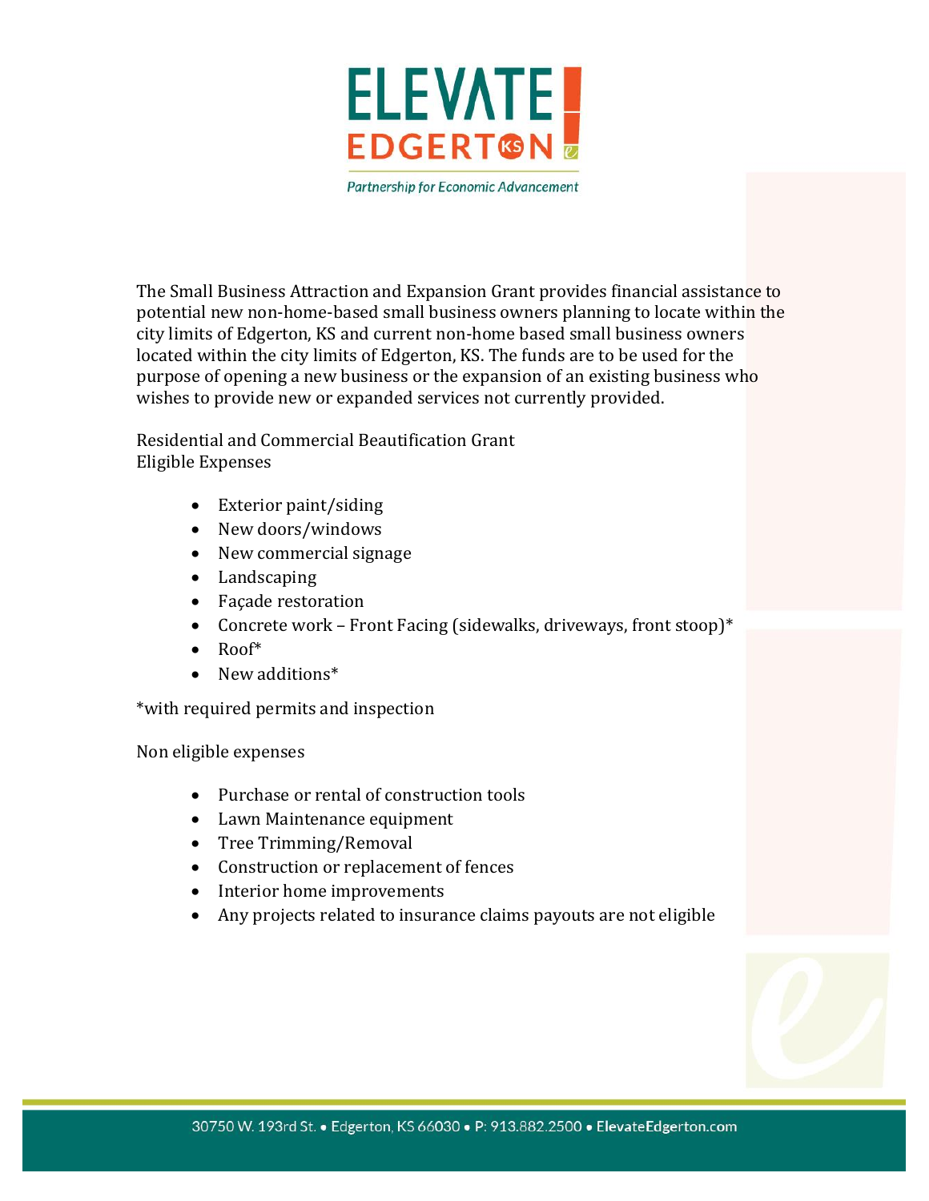The Small Business Attraction and Expansion Grant provides financial assistance to potential new non-home-based small business owners planning to locate within the city limits of Edgerton, KS and current non-home based small business owners located within the city limits of Edgerton, KS. The funds are to be used for the purpose of opening a new business or the expansion of an existing business who wishes to provide new or expanded services not currently provided.

Residential and Commercial Beautification Grant
Eligible Expenses

- Exterior paint/siding
- New doors/windows
- New commercial signage
- Landscaping
- Façade restoration
- Concrete work – Front Facing (sidewalks, driveways, front stoop)*
- Roof*
- New additions*

*with required permits and inspection

Non eligible expenses

- Purchase or rental of construction tools
- Lawn Maintenance equipment
- Tree Trimming/Removal
- Construction or replacement of fences
- Interior home improvements
- Any projects related to insurance claims payouts are not eligible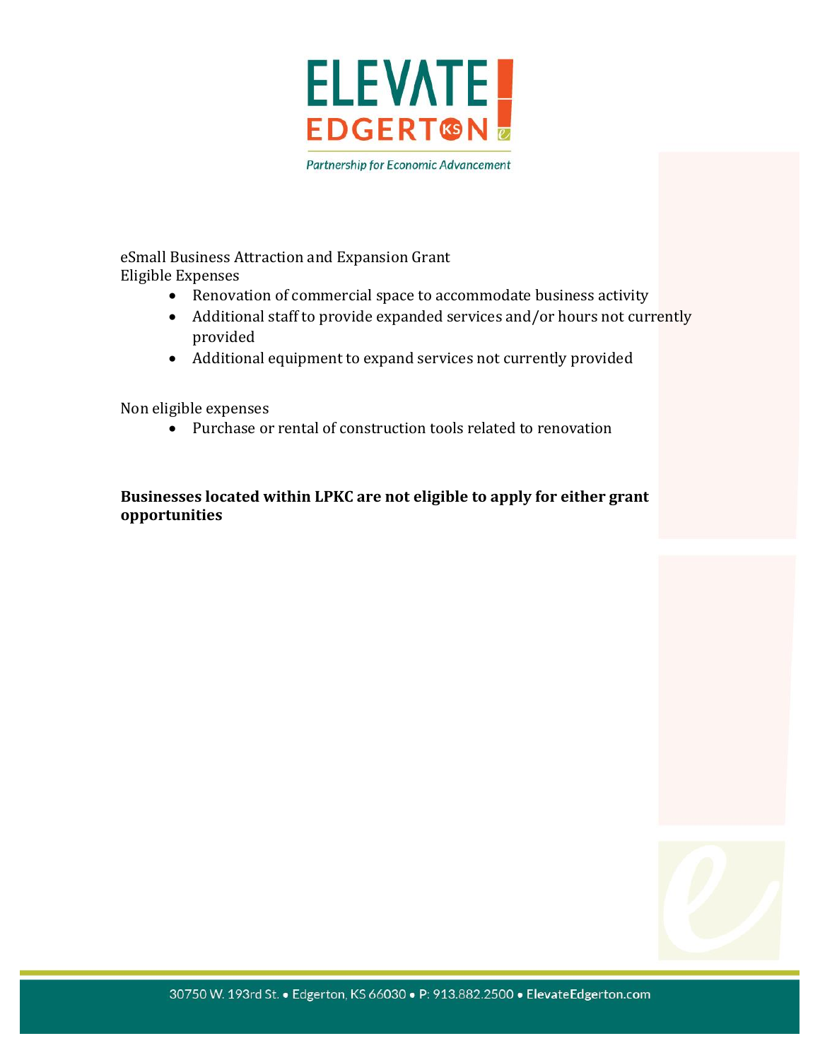eSmall Business Attraction and Expansion Grant

Eligible Expenses

- Renovation of commercial space to accommodate business activity
- Additional staff to provide expanded services and/or hours not currently provided
- Additional equipment to expand services not currently provided

Non eligible expenses

- Purchase or rental of construction tools related to renovation

**Businesses located within LPKC are not eligible to apply for either grant opportunities**